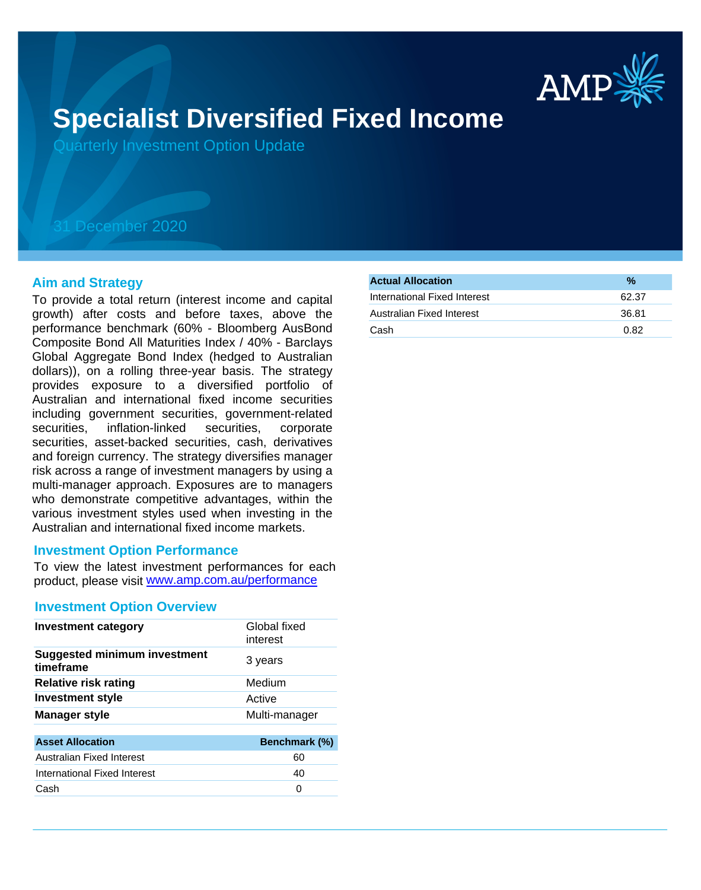# Specialist Diversified Fixed Income

Quarterly Investment Option Update

31 December 2020

## Aim and Strategy

To provide a total return (interest income and capital growth) after costs and before taxes, above the performance benchmark (60% - Bloomberg AusBond Composite Bond All Maturities Index / 40% - Barclays Global Aggregate Bond Index (hedged to Australian dollars)), on a rolling three-year basis. The strategy provides exposure to a diversified portfolio of Australian and international fixed income securities including government securities, government-related securities, inflation-linked securities, corporate securities, asset-backed securities, cash, derivatives and foreign currency. The strategy diversifies manager risk across a range of investment managers by using a multi-manager approach. Exposures are to managers who demonstrate competitive advantages, within the various investment styles used when investing in the Australian and international fixed income markets.

## Investment Option Performance

To view the latest investment performances for each product, please visit [www.amp.com.au/performance](www.amp.com.au/performance)

## Investment Option Overview

| | |
|---|---|
| **Investment category** | Global fixed interest |
| **Suggested minimum investment timeframe** | 3 years |
| **Relative risk rating** | Medium |
| **Investment style** | Active |
| **Manager style** | Multi-manager |

| Asset Allocation | Benchmark (%) |
|---|---|
| Australian Fixed Interest | 60 |
| International Fixed Interest | 40 |
| Cash | 0 |

| Actual Allocation | % |
|---|---|
| International Fixed Interest | 62.37 |
| Australian Fixed Interest | 36.81 |
| Cash | 0.82 |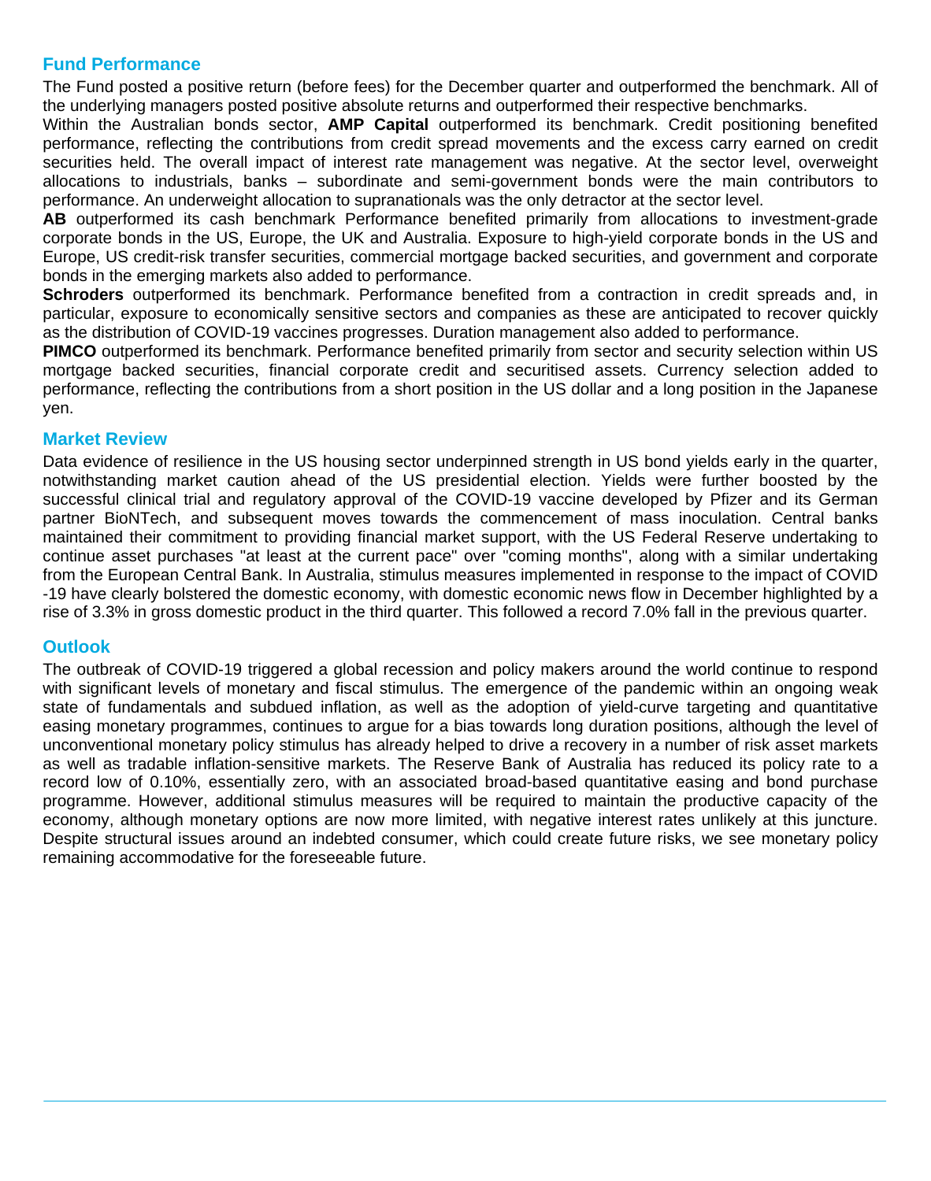## Fund Performance

The Fund posted a positive return (before fees) for the December quarter and outperformed the benchmark. All of the underlying managers posted positive absolute returns and outperformed their respective benchmarks.

Within the Australian bonds sector, **AMP Capital** outperformed its benchmark. Credit positioning benefited performance, reflecting the contributions from credit spread movements and the excess carry earned on credit securities held. The overall impact of interest rate management was negative. At the sector level, overweight allocations to industrials, banks – subordinate and semi-government bonds were the main contributors to performance. An underweight allocation to supranationals was the only detractor at the sector level.

**AB** outperformed its cash benchmark Performance benefited primarily from allocations to investment-grade corporate bonds in the US, Europe, the UK and Australia. Exposure to high-yield corporate bonds in the US and Europe, US credit-risk transfer securities, commercial mortgage backed securities, and government and corporate bonds in the emerging markets also added to performance.

**Schroders** outperformed its benchmark. Performance benefited from a contraction in credit spreads and, in particular, exposure to economically sensitive sectors and companies as these are anticipated to recover quickly as the distribution of COVID-19 vaccines progresses. Duration management also added to performance.

**PIMCO** outperformed its benchmark. Performance benefited primarily from sector and security selection within US mortgage backed securities, financial corporate credit and securitised assets. Currency selection added to performance, reflecting the contributions from a short position in the US dollar and a long position in the Japanese yen.

## Market Review

Data evidence of resilience in the US housing sector underpinned strength in US bond yields early in the quarter, notwithstanding market caution ahead of the US presidential election. Yields were further boosted by the successful clinical trial and regulatory approval of the COVID-19 vaccine developed by Pfizer and its German partner BioNTech, and subsequent moves towards the commencement of mass inoculation. Central banks maintained their commitment to providing financial market support, with the US Federal Reserve undertaking to continue asset purchases "at least at the current pace" over "coming months", along with a similar undertaking from the European Central Bank. In Australia, stimulus measures implemented in response to the impact of COVID -19 have clearly bolstered the domestic economy, with domestic economic news flow in December highlighted by a rise of 3.3% in gross domestic product in the third quarter. This followed a record 7.0% fall in the previous quarter.

## Outlook

The outbreak of COVID-19 triggered a global recession and policy makers around the world continue to respond with significant levels of monetary and fiscal stimulus. The emergence of the pandemic within an ongoing weak state of fundamentals and subdued inflation, as well as the adoption of yield-curve targeting and quantitative easing monetary programmes, continues to argue for a bias towards long duration positions, although the level of unconventional monetary policy stimulus has already helped to drive a recovery in a number of risk asset markets as well as tradable inflation-sensitive markets. The Reserve Bank of Australia has reduced its policy rate to a record low of 0.10%, essentially zero, with an associated broad-based quantitative easing and bond purchase programme. However, additional stimulus measures will be required to maintain the productive capacity of the economy, although monetary options are now more limited, with negative interest rates unlikely at this juncture. Despite structural issues around an indebted consumer, which could create future risks, we see monetary policy remaining accommodative for the foreseeable future.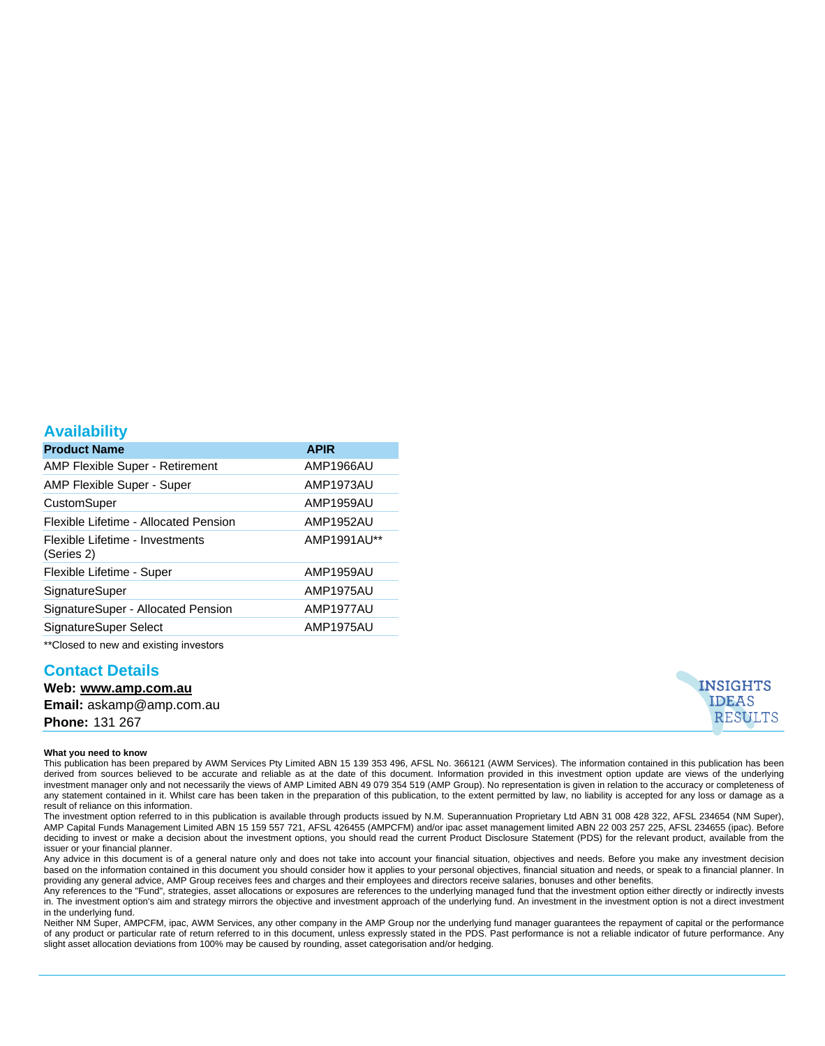## Availability

| Product Name | APIR |
|---|---|
| AMP Flexible Super - Retirement | AMP1966AU |
| AMP Flexible Super - Super | AMP1973AU |
| CustomSuper | AMP1959AU |
| Flexible Lifetime - Allocated Pension | AMP1952AU |
| Flexible Lifetime - Investments (Series 2) | AMP1991AU** |
| Flexible Lifetime - Super | AMP1959AU |
| SignatureSuper | AMP1975AU |
| SignatureSuper - Allocated Pension | AMP1977AU |
| SignatureSuper Select | AMP1975AU |

**Closed to new and existing investors

## Contact Details

**Web:** **www.amp.com.au**
**Email:** askamp@amp.com.au
**Phone:** 131 267

INSIGHTS
IDEAS
RESULTS

**What you need to know**

This publication has been prepared by AWM Services Pty Limited ABN 15 139 353 496, AFSL No. 366121 (AWM Services). The information contained in this publication has been derived from sources believed to be accurate and reliable as at the date of this document. Information provided in this investment option update are views of the underlying investment manager only and not necessarily the views of AMP Limited ABN 49 079 354 519 (AMP Group). No representation is given in relation to the accuracy or completeness of any statement contained in it. Whilst care has been taken in the preparation of this publication, to the extent permitted by law, no liability is accepted for any loss or damage as a result of reliance on this information.

The investment option referred to in this publication is available through products issued by N.M. Superannuation Proprietary Ltd ABN 31 008 428 322, AFSL 234654 (NM Super), AMP Capital Funds Management Limited ABN 15 159 557 721, AFSL 426455 (AMPCFM) and/or ipac asset management limited ABN 22 003 257 225, AFSL 234655 (ipac). Before deciding to invest or make a decision about the investment options, you should read the current Product Disclosure Statement (PDS) for the relevant product, available from the issuer or your financial planner.

Any advice in this document is of a general nature only and does not take into account your financial situation, objectives and needs. Before you make any investment decision based on the information contained in this document you should consider how it applies to your personal objectives, financial situation and needs, or speak to a financial planner. In providing any general advice, AMP Group receives fees and charges and their employees and directors receive salaries, bonuses and other benefits.

Any references to the "Fund", strategies, asset allocations or exposures are references to the underlying managed fund that the investment option either directly or indirectly invests in. The investment option's aim and strategy mirrors the objective and investment approach of the underlying fund. An investment in the investment option is not a direct investment in the underlying fund.

Neither NM Super, AMPCFM, ipac, AWM Services, any other company in the AMP Group nor the underlying fund manager guarantees the repayment of capital or the performance of any product or particular rate of return referred to in this document, unless expressly stated in the PDS. Past performance is not a reliable indicator of future performance. Any slight asset allocation deviations from 100% may be caused by rounding, asset categorisation and/or hedging.